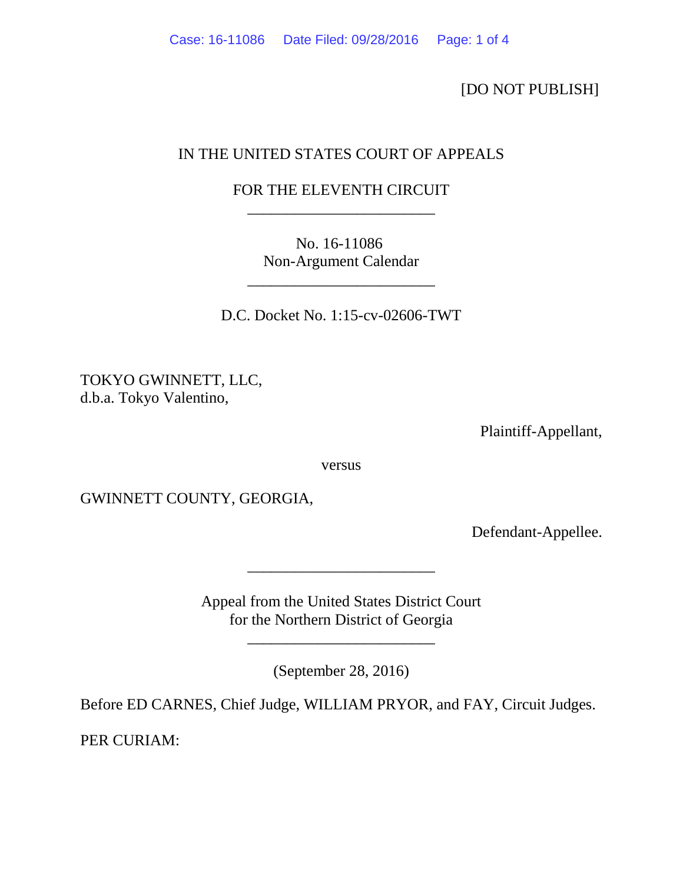[DO NOT PUBLISH]

IN THE UNITED STATES COURT OF APPEALS

FOR THE ELEVENTH CIRCUIT

________________________

No. 16-11086
Non-Argument Calendar

________________________

D.C. Docket No. 1:15-cv-02606-TWT

TOKYO GWINNETT, LLC,
d.b.a. Tokyo Valentino,

Plaintiff-Appellant,

versus

GWINNETT COUNTY, GEORGIA,

Defendant-Appellee.

________________________

Appeal from the United States District Court
for the Northern District of Georgia

________________________

(September 28, 2016)

Before ED CARNES, Chief Judge, WILLIAM PRYOR, and FAY, Circuit Judges.

PER CURIAM: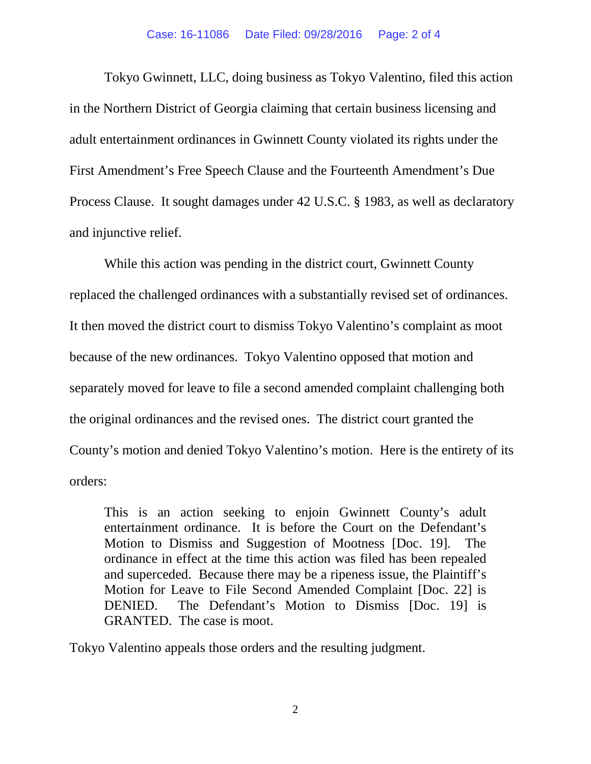Tokyo Gwinnett, LLC, doing business as Tokyo Valentino, filed this action in the Northern District of Georgia claiming that certain business licensing and adult entertainment ordinances in Gwinnett County violated its rights under the First Amendment's Free Speech Clause and the Fourteenth Amendment's Due Process Clause. It sought damages under 42 U.S.C. § 1983, as well as declaratory and injunctive relief.

While this action was pending in the district court, Gwinnett County replaced the challenged ordinances with a substantially revised set of ordinances. It then moved the district court to dismiss Tokyo Valentino's complaint as moot because of the new ordinances. Tokyo Valentino opposed that motion and separately moved for leave to file a second amended complaint challenging both the original ordinances and the revised ones. The district court granted the County's motion and denied Tokyo Valentino's motion. Here is the entirety of its orders:

> This is an action seeking to enjoin Gwinnett County's adult entertainment ordinance. It is before the Court on the Defendant's Motion to Dismiss and Suggestion of Mootness [Doc. 19]. The ordinance in effect at the time this action was filed has been repealed and superceded. Because there may be a ripeness issue, the Plaintiff's Motion for Leave to File Second Amended Complaint [Doc. 22] is DENIED. The Defendant's Motion to Dismiss [Doc. 19] is GRANTED. The case is moot.

Tokyo Valentino appeals those orders and the resulting judgment.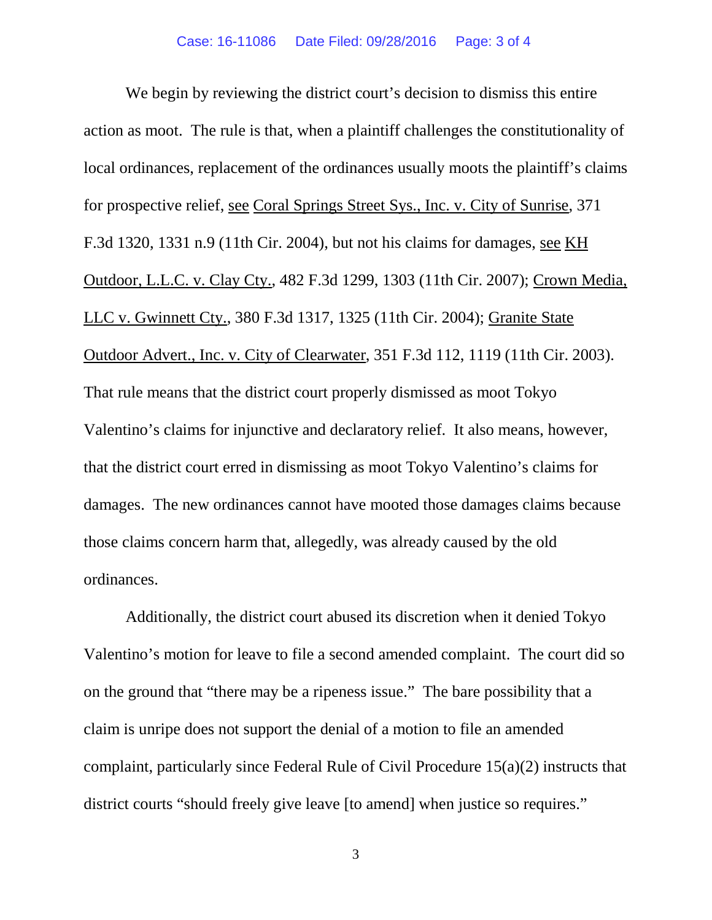We begin by reviewing the district court's decision to dismiss this entire action as moot. The rule is that, when a plaintiff challenges the constitutionality of local ordinances, replacement of the ordinances usually moots the plaintiff's claims for prospective relief, see Coral Springs Street Sys., Inc. v. City of Sunrise, 371 F.3d 1320, 1331 n.9 (11th Cir. 2004), but not his claims for damages, see KH Outdoor, L.L.C. v. Clay Cty., 482 F.3d 1299, 1303 (11th Cir. 2007); Crown Media, LLC v. Gwinnett Cty., 380 F.3d 1317, 1325 (11th Cir. 2004); Granite State Outdoor Advert., Inc. v. City of Clearwater, 351 F.3d 112, 1119 (11th Cir. 2003). That rule means that the district court properly dismissed as moot Tokyo Valentino's claims for injunctive and declaratory relief. It also means, however, that the district court erred in dismissing as moot Tokyo Valentino's claims for damages. The new ordinances cannot have mooted those damages claims because those claims concern harm that, allegedly, was already caused by the old ordinances.

Additionally, the district court abused its discretion when it denied Tokyo Valentino's motion for leave to file a second amended complaint. The court did so on the ground that "there may be a ripeness issue." The bare possibility that a claim is unripe does not support the denial of a motion to file an amended complaint, particularly since Federal Rule of Civil Procedure 15(a)(2) instructs that district courts "should freely give leave [to amend] when justice so requires."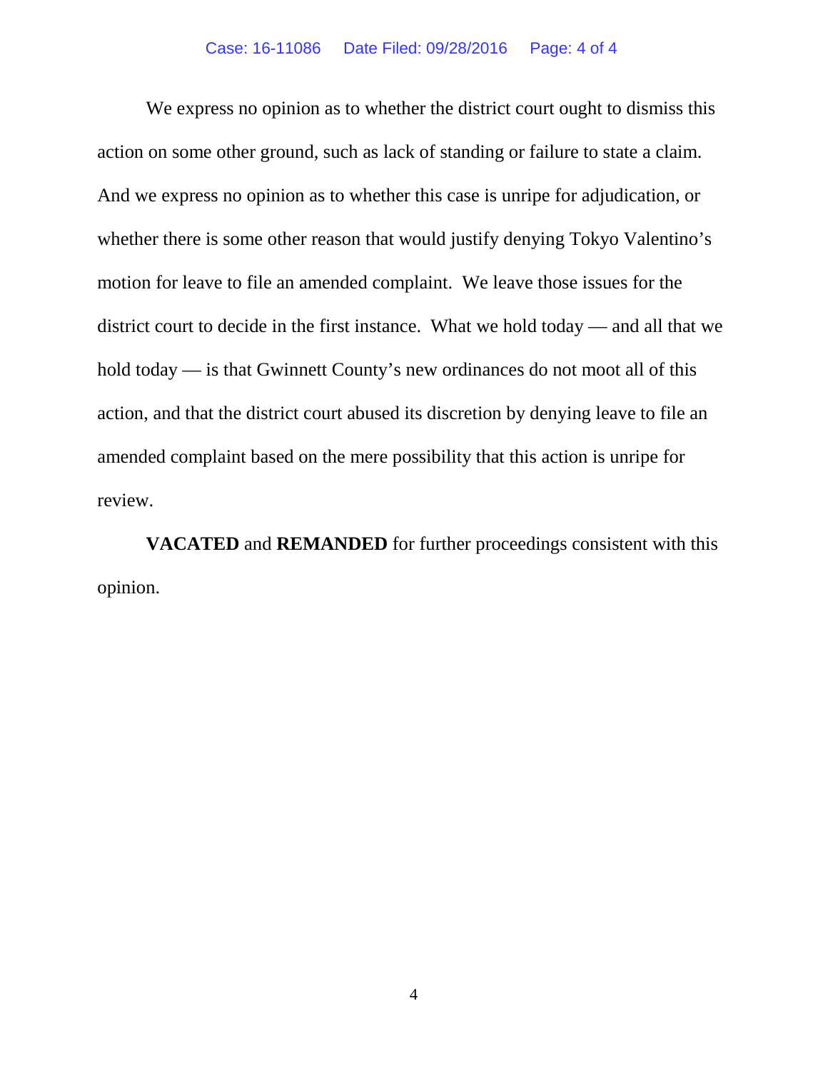We express no opinion as to whether the district court ought to dismiss this action on some other ground, such as lack of standing or failure to state a claim. And we express no opinion as to whether this case is unripe for adjudication, or whether there is some other reason that would justify denying Tokyo Valentino's motion for leave to file an amended complaint. We leave those issues for the district court to decide in the first instance. What we hold today — and all that we hold today — is that Gwinnett County's new ordinances do not moot all of this action, and that the district court abused its discretion by denying leave to file an amended complaint based on the mere possibility that this action is unripe for review.

**VACATED** and **REMANDED** for further proceedings consistent with this opinion.